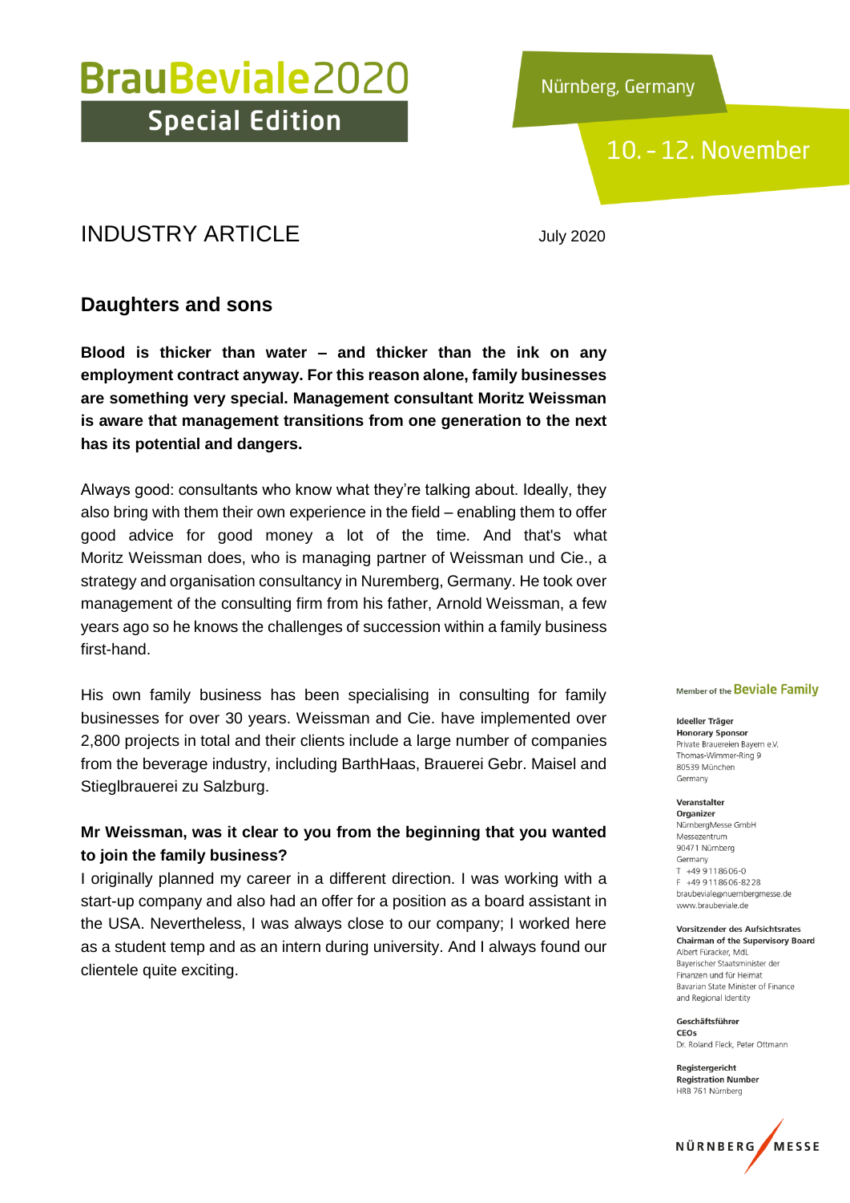# BrauBeviale2020 Special Edition

Nürnberg, Germany

10. - 12. November

## INDUSTRY ARTICLE

July 2020

## Daughters and sons

**Blood is thicker than water – and thicker than the ink on any employment contract anyway. For this reason alone, family businesses are something very special. Management consultant Moritz Weissman is aware that management transitions from one generation to the next has its potential and dangers.**

Always good: consultants who know what they're talking about. Ideally, they also bring with them their own experience in the field – enabling them to offer good advice for good money a lot of the time. And that's what Moritz Weissman does, who is managing partner of Weissman und Cie., a strategy and organisation consultancy in Nuremberg, Germany. He took over management of the consulting firm from his father, Arnold Weissman, a few years ago so he knows the challenges of succession within a family business first-hand.

His own family business has been specialising in consulting for family businesses for over 30 years. Weissman and Cie. have implemented over 2,800 projects in total and their clients include a large number of companies from the beverage industry, including BarthHaas, Brauerei Gebr. Maisel and Stieglbrauerei zu Salzburg.

**Mr Weissman, was it clear to you from the beginning that you wanted to join the family business?**

I originally planned my career in a different direction. I was working with a start-up company and also had an offer for a position as a board assistant in the USA. Nevertheless, I was always close to our company; I worked here as a student temp and as an intern during university. And I always found our clientele quite exciting.

Member of the Beviale Family

**Ideeller Träger**
**Honorary Sponsor**
Private Brauereien Bayern e.V.
Thomas-Wimmer-Ring 9
80539 München
Germany

**Veranstalter**
**Organizer**
NürnbergMesse GmbH
Messezentrum
90471 Nürnberg
Germany
T +49 9 11 86 06-0
F +49 9 11 86 06-82 28
braubeviale@nuernbergmesse.de
www.braubeviale.de

**Vorsitzender des Aufsichtsrates**
**Chairman of the Supervisory Board**
Albert Füracker, MdL
Bayerischer Staatsminister der Finanzen und für Heimat
Bavarian State Minister of Finance and Regional Identity

**Geschäftsführer**
**CEOs**
Dr. Roland Fleck, Peter Ottmann

**Registergericht**
**Registration Number**
HRB 761 Nürnberg

NÜRNBERG MESSE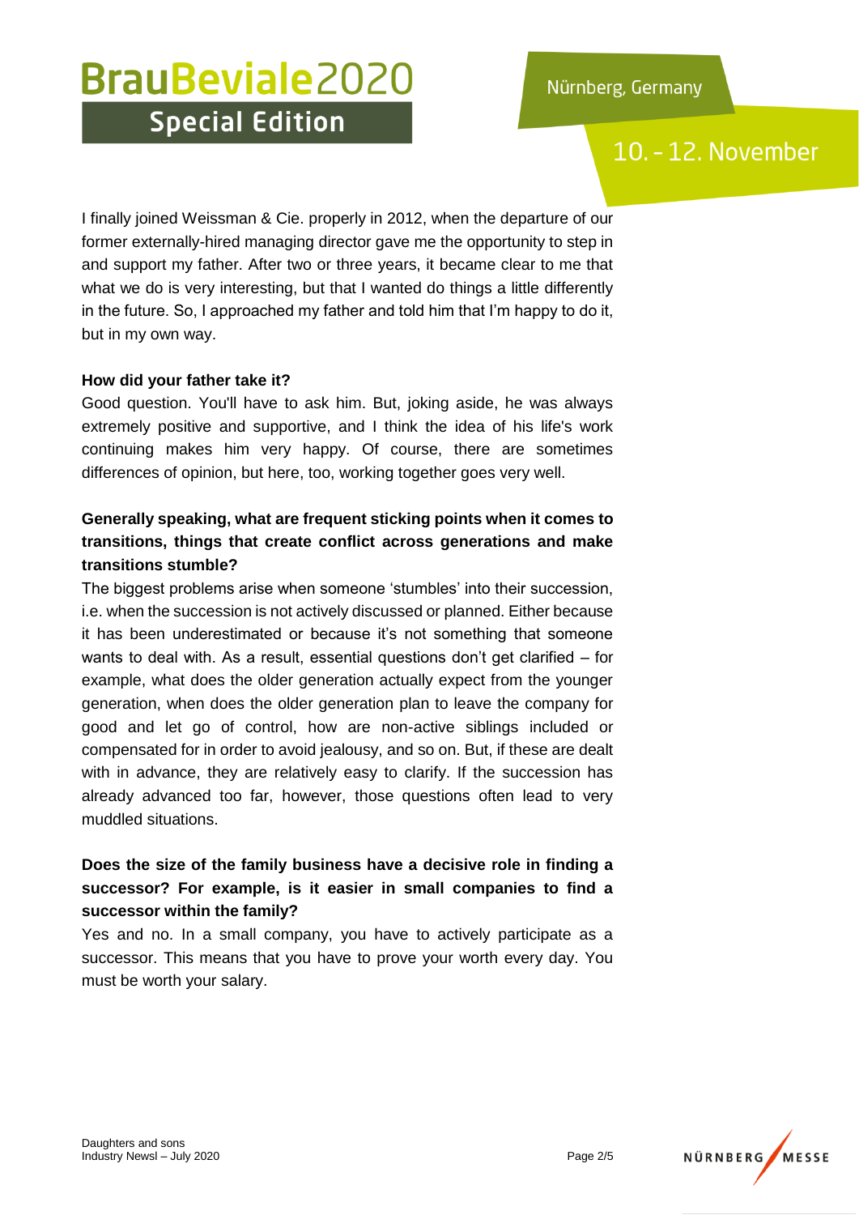I finally joined Weissman & Cie. properly in 2012, when the departure of our former externally-hired managing director gave me the opportunity to step in and support my father. After two or three years, it became clear to me that what we do is very interesting, but that I wanted do things a little differently in the future. So, I approached my father and told him that I'm happy to do it, but in my own way.

**How did your father take it?**

Good question. You'll have to ask him. But, joking aside, he was always extremely positive and supportive, and I think the idea of his life's work continuing makes him very happy. Of course, there are sometimes differences of opinion, but here, too, working together goes very well.

**Generally speaking, what are frequent sticking points when it comes to transitions, things that create conflict across generations and make transitions stumble?**

The biggest problems arise when someone 'stumbles' into their succession, i.e. when the succession is not actively discussed or planned. Either because it has been underestimated or because it's not something that someone wants to deal with. As a result, essential questions don't get clarified – for example, what does the older generation actually expect from the younger generation, when does the older generation plan to leave the company for good and let go of control, how are non-active siblings included or compensated for in order to avoid jealousy, and so on. But, if these are dealt with in advance, they are relatively easy to clarify. If the succession has already advanced too far, however, those questions often lead to very muddled situations.

**Does the size of the family business have a decisive role in finding a successor? For example, is it easier in small companies to find a successor within the family?**

Yes and no. In a small company, you have to actively participate as a successor. This means that you have to prove your worth every day. You must be worth your salary.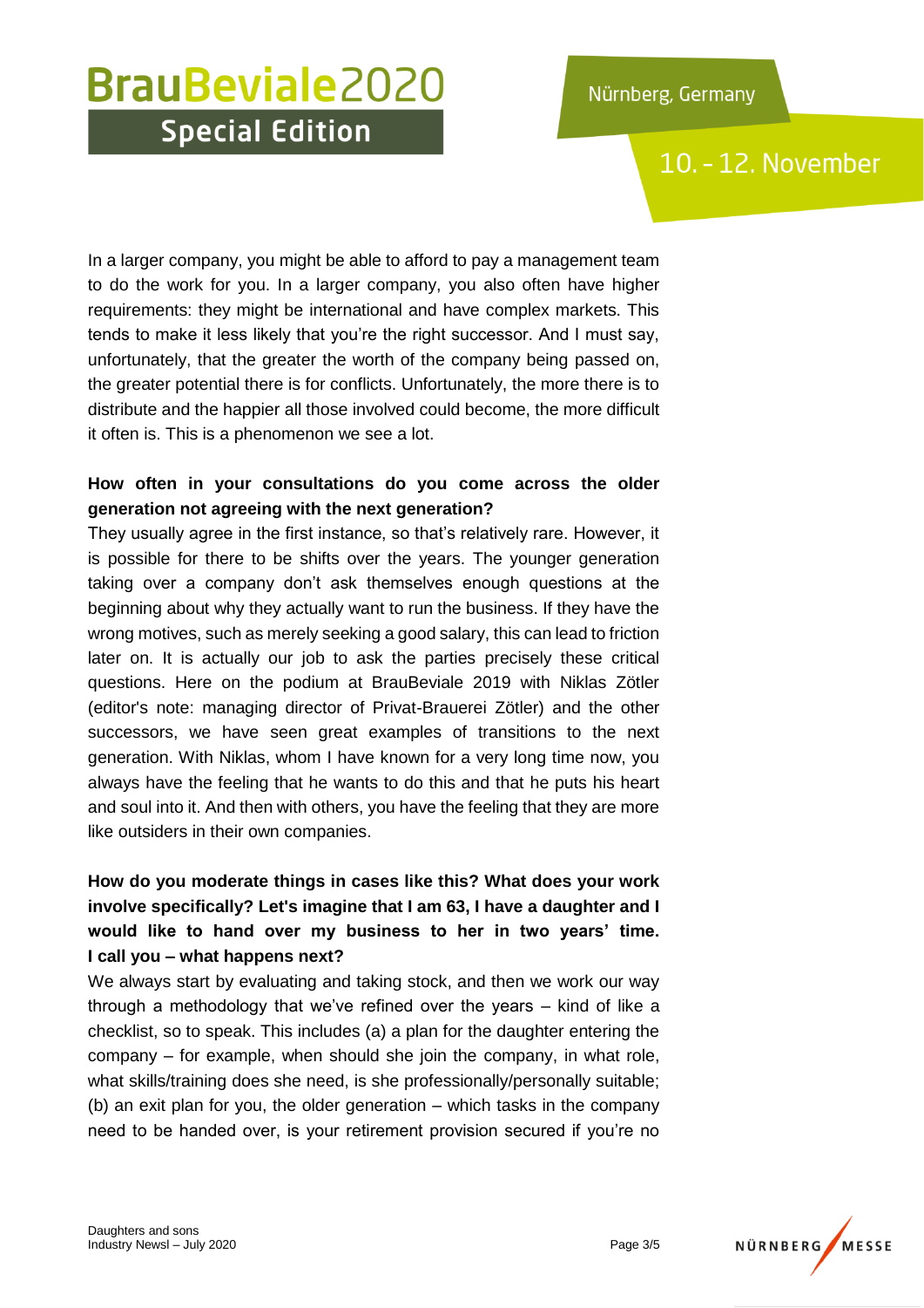In a larger company, you might be able to afford to pay a management team to do the work for you. In a larger company, you also often have higher requirements: they might be international and have complex markets. This tends to make it less likely that you're the right successor. And I must say, unfortunately, that the greater the worth of the company being passed on, the greater potential there is for conflicts. Unfortunately, the more there is to distribute and the happier all those involved could become, the more difficult it often is. This is a phenomenon we see a lot.

**How often in your consultations do you come across the older generation not agreeing with the next generation?**

They usually agree in the first instance, so that's relatively rare. However, it is possible for there to be shifts over the years. The younger generation taking over a company don't ask themselves enough questions at the beginning about why they actually want to run the business. If they have the wrong motives, such as merely seeking a good salary, this can lead to friction later on. It is actually our job to ask the parties precisely these critical questions. Here on the podium at BrauBeviale 2019 with Niklas Zötler (editor's note: managing director of Privat-Brauerei Zötler) and the other successors, we have seen great examples of transitions to the next generation. With Niklas, whom I have known for a very long time now, you always have the feeling that he wants to do this and that he puts his heart and soul into it. And then with others, you have the feeling that they are more like outsiders in their own companies.

**How do you moderate things in cases like this? What does your work involve specifically? Let's imagine that I am 63, I have a daughter and I would like to hand over my business to her in two years' time. I call you – what happens next?**

We always start by evaluating and taking stock, and then we work our way through a methodology that we've refined over the years – kind of like a checklist, so to speak. This includes (a) a plan for the daughter entering the company – for example, when should she join the company, in what role, what skills/training does she need, is she professionally/personally suitable; (b) an exit plan for you, the older generation – which tasks in the company need to be handed over, is your retirement provision secured if you're no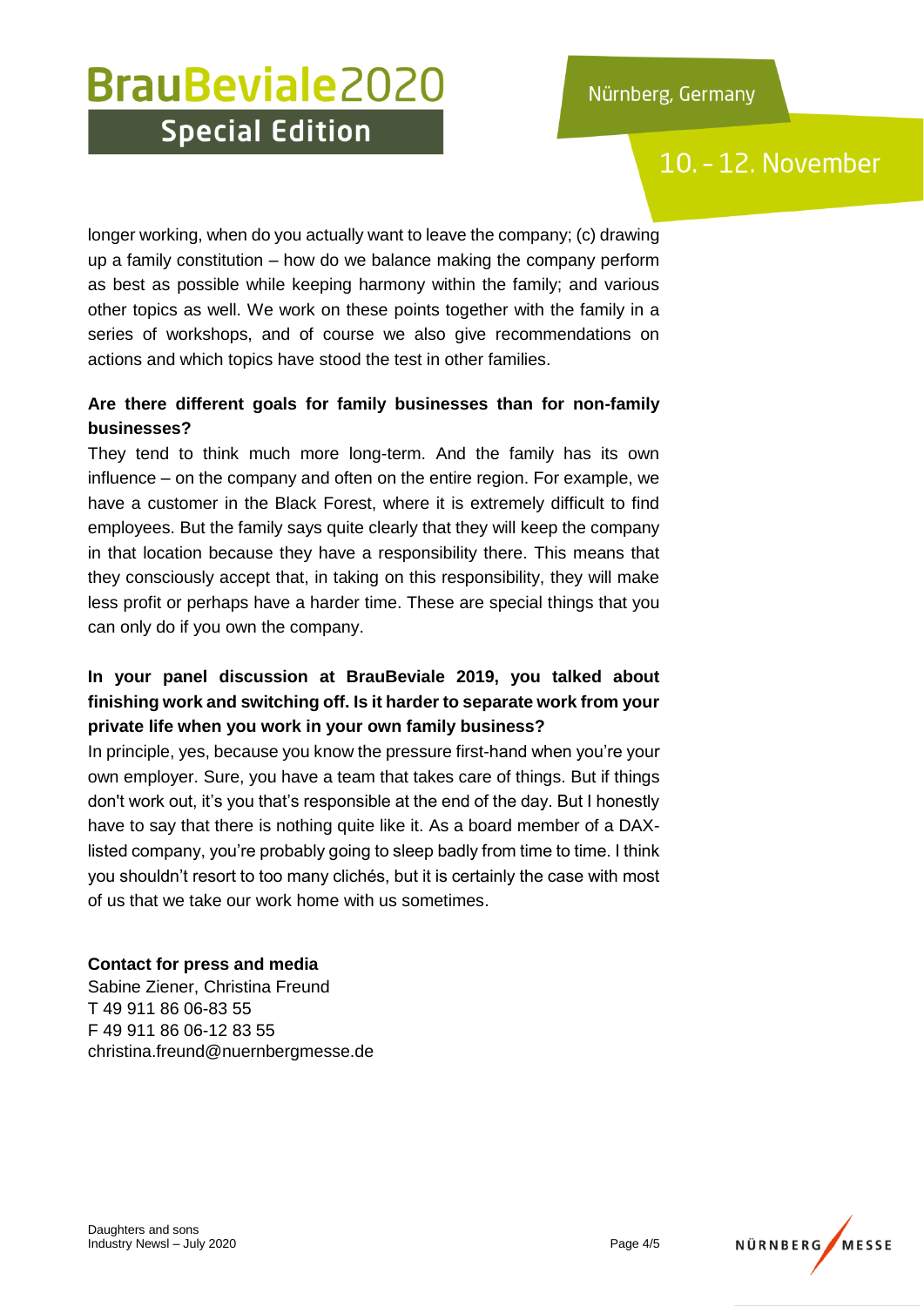longer working, when do you actually want to leave the company; (c) drawing up a family constitution – how do we balance making the company perform as best as possible while keeping harmony within the family; and various other topics as well. We work on these points together with the family in a series of workshops, and of course we also give recommendations on actions and which topics have stood the test in other families.

**Are there different goals for family businesses than for non-family businesses?**

They tend to think much more long-term. And the family has its own influence – on the company and often on the entire region. For example, we have a customer in the Black Forest, where it is extremely difficult to find employees. But the family says quite clearly that they will keep the company in that location because they have a responsibility there. This means that they consciously accept that, in taking on this responsibility, they will make less profit or perhaps have a harder time. These are special things that you can only do if you own the company.

**In your panel discussion at BrauBeviale 2019, you talked about finishing work and switching off. Is it harder to separate work from your private life when you work in your own family business?**

In principle, yes, because you know the pressure first-hand when you're your own employer. Sure, you have a team that takes care of things. But if things don't work out, it's you that's responsible at the end of the day. But I honestly have to say that there is nothing quite like it. As a board member of a DAX-listed company, you're probably going to sleep badly from time to time. I think you shouldn't resort to too many clichés, but it is certainly the case with most of us that we take our work home with us sometimes.

**Contact for press and media**
Sabine Ziener, Christina Freund
T 49 911 86 06-83 55
F 49 911 86 06-12 83 55
christina.freund@nuernbergmesse.de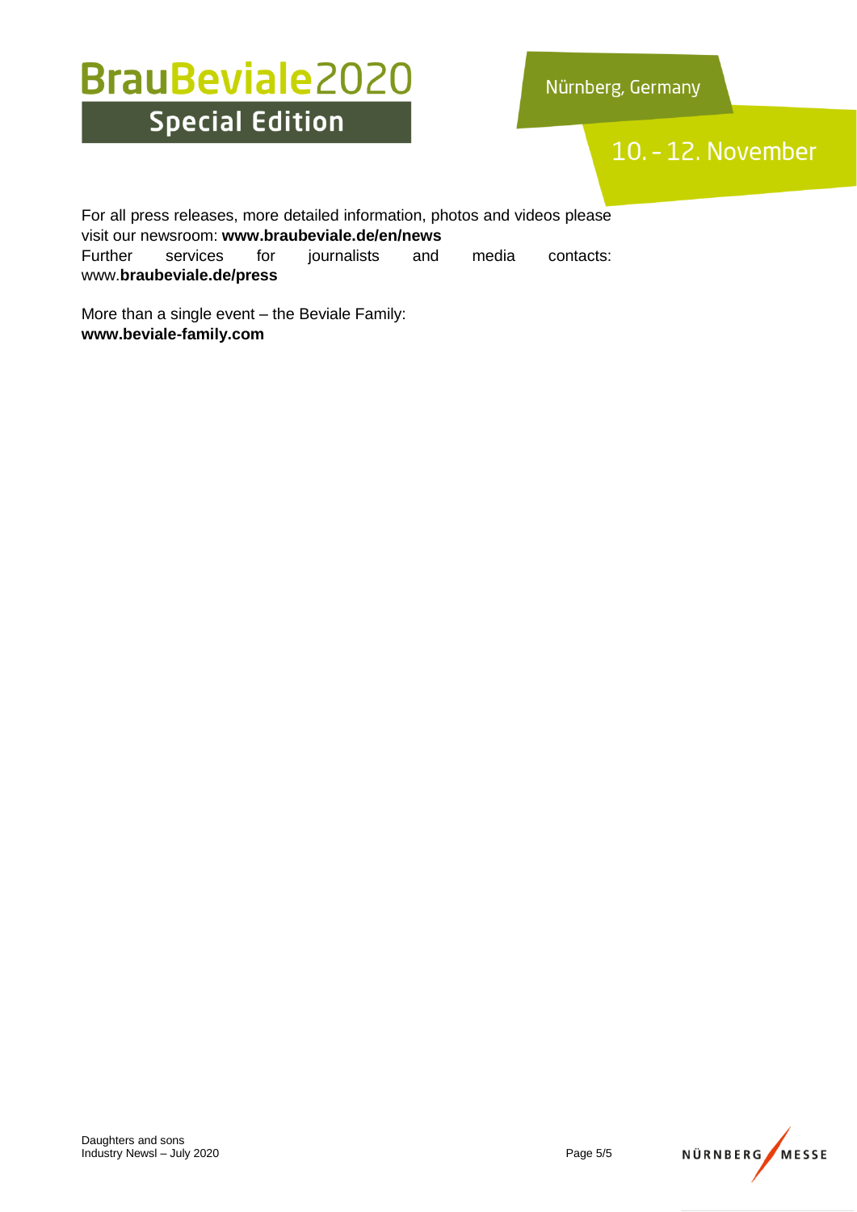For all press releases, more detailed information, photos and videos please visit our newsroom: **www.braubeviale.de/en/news**
Further services for journalists and media contacts: www.**braubeviale.de/press**

More than a single event – the Beviale Family:
**www.beviale-family.com**